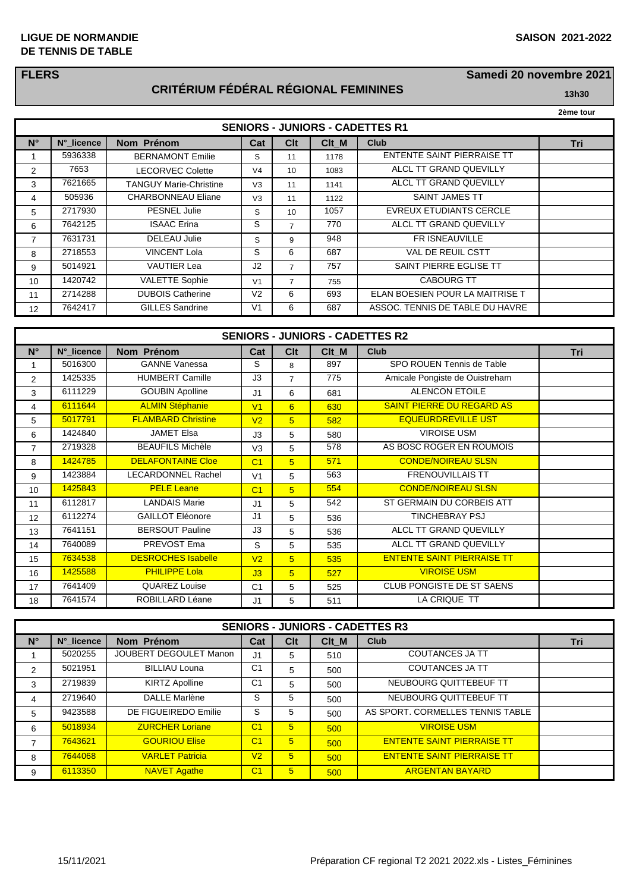**LIGUE DE NORMANDIE**
**DE TENNIS DE TABLE**

**SAISON 2021-2022**

**FLERS**

**Samedi 20 novembre 2021**

## CRITÉRIUM FÉDÉRAL RÉGIONAL FEMININES

**13h30**

**2ème tour**

### SENIORS - JUNIORS - CADETTES R1

| N° | N°_licence | Nom Prénom | Cat | Clt | Clt_M | Club | Tri |
|---|---|---|---|---|---|---|---|
| 1 | 5936338 | BERNAMONT Emilie | S | 11 | 1178 | ENTENTE SAINT PIERRAISE TT | |
| 2 | 7653 | LECORVEC Colette | V4 | 10 | 1083 | ALCL TT GRAND QUEVILLY | |
| 3 | 7621665 | TANGUY Marie-Christine | V3 | 11 | 1141 | ALCL TT GRAND QUEVILLY | |
| 4 | 505936 | CHARBONNEAU Eliane | V3 | 11 | 1122 | SAINT JAMES TT | |
| 5 | 2717930 | PESNEL Julie | S | 10 | 1057 | EVREUX ETUDIANTS CERCLE | |
| 6 | 7642125 | ISAAC Erina | S | 7 | 770 | ALCL TT GRAND QUEVILLY | |
| 7 | 7631731 | DELEAU Julie | S | 9 | 948 | FR ISNEAUVILLE | |
| 8 | 2718553 | VINCENT Lola | S | 6 | 687 | VAL DE REUIL CSTT | |
| 9 | 5014921 | VAUTIER Lea | J2 | 7 | 757 | SAINT PIERRE EGLISE TT | |
| 10 | 1420742 | VALETTE Sophie | V1 | 7 | 755 | CABOURG TT | |
| 11 | 2714288 | DUBOIS Catherine | V2 | 6 | 693 | ELAN BOESIEN POUR LA MAITRISE T | |
| 12 | 7642417 | GILLES Sandrine | V1 | 6 | 687 | ASSOC. TENNIS DE TABLE DU HAVRE | |

### SENIORS - JUNIORS - CADETTES R2

| N° | N°_licence | Nom Prénom | Cat | Clt | Clt_M | Club | Tri |
|---|---|---|---|---|---|---|---|
| 1 | 5016300 | GANNE Vanessa | S | 8 | 897 | SPO ROUEN Tennis de Table | |
| 2 | 1425335 | HUMBERT Camille | J3 | 7 | 775 | Amicale Pongiste de Ouistreham | |
| 3 | 6111229 | GOUBIN Apolline | J1 | 6 | 681 | ALENCON ETOILE | |
| 4 | 6111644 | ALMIN Stéphanie | V1 | 6 | 630 | SAINT PIERRE DU REGARD AS | |
| 5 | 5017791 | FLAMBARD Christine | V2 | 5 | 582 | EQUEURDREVILLE UST | |
| 6 | 1424840 | JAMET Elsa | J3 | 5 | 580 | VIROISE USM | |
| 7 | 2719328 | BEAUFILS Michèle | V3 | 5 | 578 | AS BOSC ROGER EN ROUMOIS | |
| 8 | 1424785 | DELAFONTAINE Cloe | C1 | 5 | 571 | CONDE/NOIREAU SLSN | |
| 9 | 1423884 | LECARDONNEL Rachel | V1 | 5 | 563 | FRENOUVILLAIS TT | |
| 10 | 1425843 | PELE Leane | C1 | 5 | 554 | CONDE/NOIREAU SLSN | |
| 11 | 6112817 | LANDAIS Marie | J1 | 5 | 542 | ST GERMAIN DU CORBEIS ATT | |
| 12 | 6112274 | GAILLOT Eléonore | J1 | 5 | 536 | TINCHEBRAY PSJ | |
| 13 | 7641151 | BERSOUT Pauline | J3 | 5 | 536 | ALCL TT GRAND QUEVILLY | |
| 14 | 7640089 | PREVOST Ema | S | 5 | 535 | ALCL TT GRAND QUEVILLY | |
| 15 | 7634538 | DESROCHES Isabelle | V2 | 5 | 535 | ENTENTE SAINT PIERRAISE TT | |
| 16 | 1425588 | PHILIPPE Lola | J3 | 5 | 527 | VIROISE USM | |
| 17 | 7641409 | QUAREZ Louise | C1 | 5 | 525 | CLUB PONGISTE DE ST SAENS | |
| 18 | 7641574 | ROBILLARD Léane | J1 | 5 | 511 | LA CRIQUE TT | |

### SENIORS - JUNIORS - CADETTES R3

| N° | N°_licence | Nom Prénom | Cat | Clt | Clt_M | Club | Tri |
|---|---|---|---|---|---|---|---|
| 1 | 5020255 | JOUBERT DEGOULET Manon | J1 | 5 | 510 | COUTANCES JA TT | |
| 2 | 5021951 | BILLIAU Louna | C1 | 5 | 500 | COUTANCES JA TT | |
| 3 | 2719839 | KIRTZ Apolline | C1 | 5 | 500 | NEUBOURG QUITTEBEUF TT | |
| 4 | 2719640 | DALLE Marlène | S | 5 | 500 | NEUBOURG QUITTEBEUF TT | |
| 5 | 9423588 | DE FIGUEIREDO Emilie | S | 5 | 500 | AS SPORT. CORMELLES TENNIS TABLE | |
| 6 | 5018934 | ZURCHER Loriane | C1 | 5 | 500 | VIROISE USM | |
| 7 | 7643621 | GOURIOU Elise | C1 | 5 | 500 | ENTENTE SAINT PIERRAISE TT | |
| 8 | 7644068 | VARLET Patricia | V2 | 5 | 500 | ENTENTE SAINT PIERRAISE TT | |
| 9 | 6113350 | NAVET Agathe | C1 | 5 | 500 | ARGENTAN BAYARD | |

15/11/2021 Préparation CF regional T2 2021 2022.xls - Listes_Féminines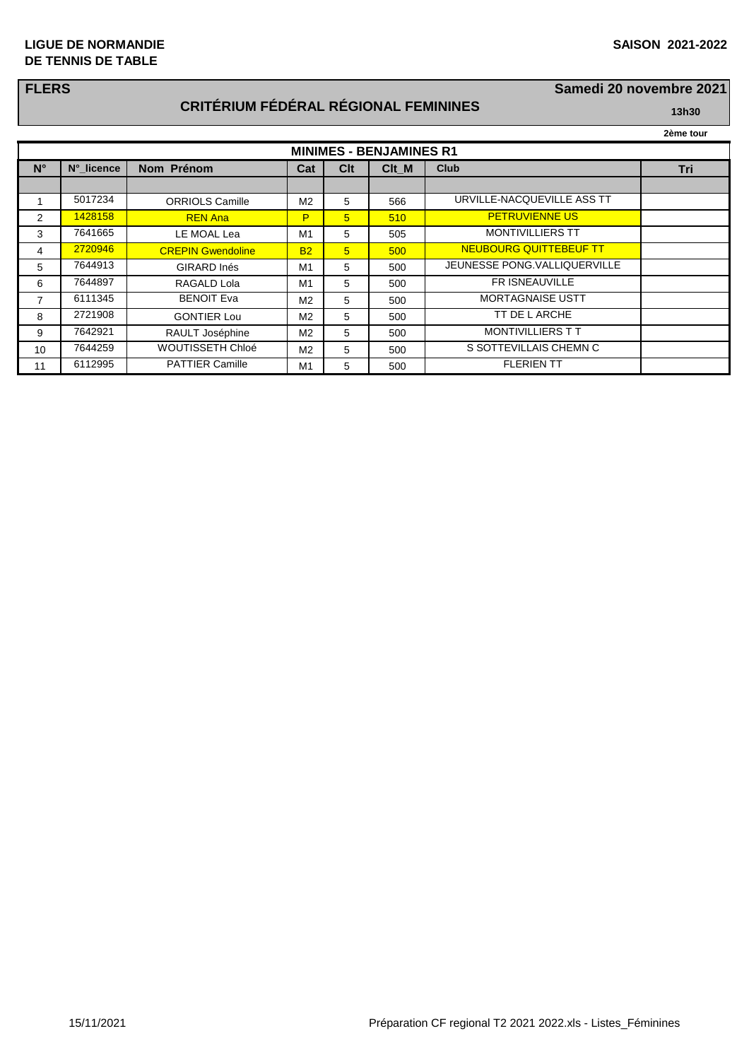**LIGUE DE NORMANDIE**
**DE TENNIS DE TABLE**

**SAISON 2021-2022**

**FLERS**

**Samedi 20 novembre 2021**

## CRITÉRIUM FÉDÉRAL RÉGIONAL FEMININES

**13h30**

**2ème tour**

| MINIMES - BENJAMINES R1 | | | | | | | |
|---|---|---|---|---|---|---|---|
| N° | N°_licence | Nom Prénom | Cat | Clt | Clt_M | Club | Tri |
| | | | | | | | |
| 1 | 5017234 | ORRIOLS Camille | M2 | 5 | 566 | URVILLE-NACQUEVILLE ASS TT | |
| 2 | 1428158 | REN Ana | P | 5 | 510 | PETRUVIENNE US | |
| 3 | 7641665 | LE MOAL Lea | M1 | 5 | 505 | MONTIVILLIERS TT | |
| 4 | 2720946 | CREPIN Gwendoline | B2 | 5 | 500 | NEUBOURG QUITTEBEUF TT | |
| 5 | 7644913 | GIRARD Inés | M1 | 5 | 500 | JEUNESSE PONG.VALLIQUERVILLE | |
| 6 | 7644897 | RAGALD Lola | M1 | 5 | 500 | FR ISNEAUVILLE | |
| 7 | 6111345 | BENOIT Eva | M2 | 5 | 500 | MORTAGNAISE USTT | |
| 8 | 2721908 | GONTIER Lou | M2 | 5 | 500 | TT DE L ARCHE | |
| 9 | 7642921 | RAULT Joséphine | M2 | 5 | 500 | MONTIVILLIERS T T | |
| 10 | 7644259 | WOUTISSETH Chloé | M2 | 5 | 500 | S SOTTEVILLAIS CHEMN C | |
| 11 | 6112995 | PATTIER Camille | M1 | 5 | 500 | FLERIEN TT | |

15/11/2021 Préparation CF regional T2 2021 2022.xls - Listes_Féminines